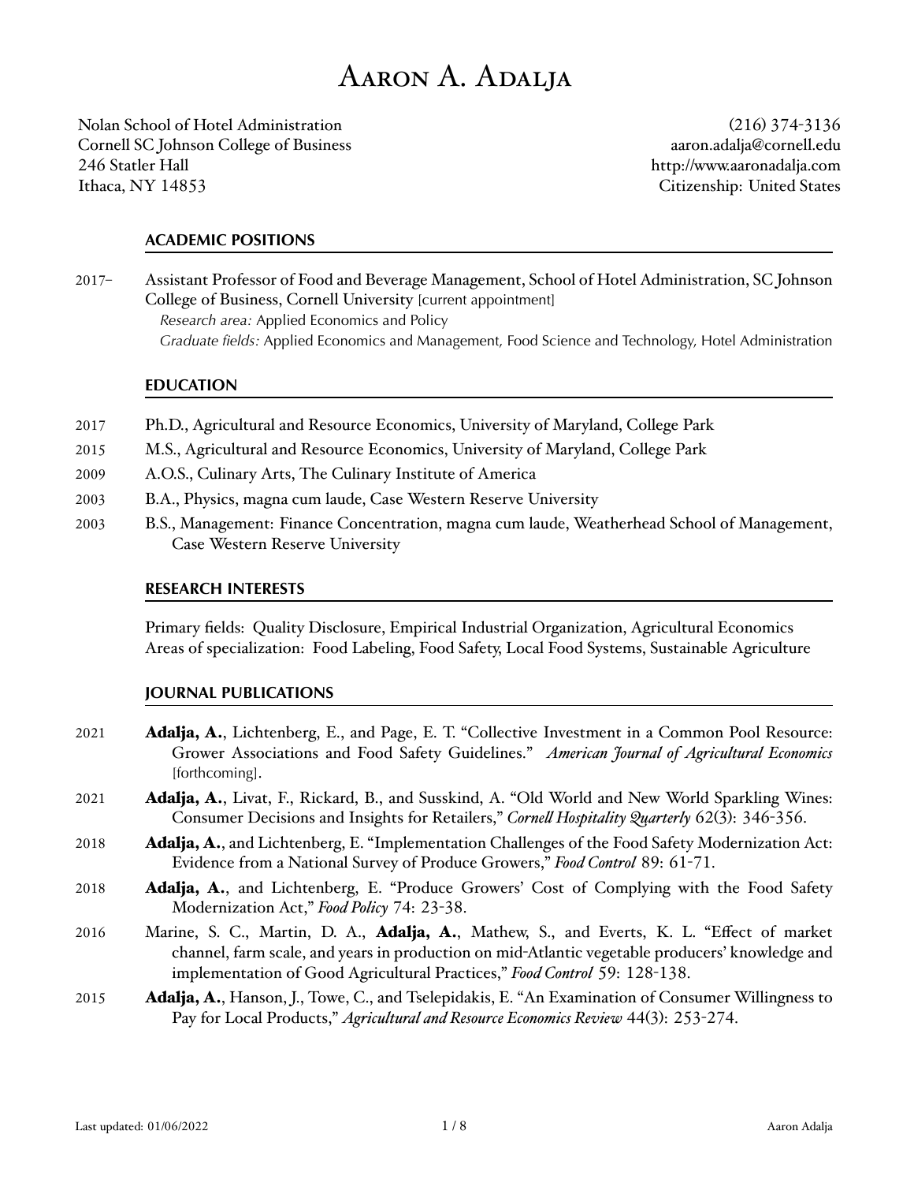# Aaron A. Adalja

Nolan School of Hotel Administration
Cornell SC Johnson College of Business
246 Statler Hall
Ithaca, NY 14853

(216) 374-3136
aaron.adalja@cornell.edu
http://www.aaronadalja.com
Citizenship: United States

## ACADEMIC POSITIONS

2017– Assistant Professor of Food and Beverage Management, School of Hotel Administration, SC Johnson College of Business, Cornell University [current appointment]
*Research area:* Applied Economics and Policy
*Graduate fields:* Applied Economics and Management, Food Science and Technology, Hotel Administration

## EDUCATION

2017 Ph.D., Agricultural and Resource Economics, University of Maryland, College Park

2015 M.S., Agricultural and Resource Economics, University of Maryland, College Park

2009 A.O.S., Culinary Arts, The Culinary Institute of America

2003 B.A., Physics, magna cum laude, Case Western Reserve University

2003 B.S., Management: Finance Concentration, magna cum laude, Weatherhead School of Management, Case Western Reserve University

## RESEARCH INTERESTS

Primary fields: Quality Disclosure, Empirical Industrial Organization, Agricultural Economics
Areas of specialization: Food Labeling, Food Safety, Local Food Systems, Sustainable Agriculture

## JOURNAL PUBLICATIONS

2021 **Adalja, A.**, Lichtenberg, E., and Page, E. T. "Collective Investment in a Common Pool Resource: Grower Associations and Food Safety Guidelines." *American Journal of Agricultural Economics* [forthcoming].

2021 **Adalja, A.**, Livat, F., Rickard, B., and Susskind, A. "Old World and New World Sparkling Wines: Consumer Decisions and Insights for Retailers," *Cornell Hospitality Quarterly* 62(3): 346-356.

2018 **Adalja, A.**, and Lichtenberg, E. "Implementation Challenges of the Food Safety Modernization Act: Evidence from a National Survey of Produce Growers," *Food Control* 89: 61-71.

2018 **Adalja, A.**, and Lichtenberg, E. "Produce Growers' Cost of Complying with the Food Safety Modernization Act," *Food Policy* 74: 23-38.

2016 Marine, S. C., Martin, D. A., **Adalja, A.**, Mathew, S., and Everts, K. L. "Effect of market channel, farm scale, and years in production on mid-Atlantic vegetable producers' knowledge and implementation of Good Agricultural Practices," *Food Control* 59: 128-138.

2015 **Adalja, A.**, Hanson, J., Towe, C., and Tselepidakis, E. "An Examination of Consumer Willingness to Pay for Local Products," *Agricultural and Resource Economics Review* 44(3): 253-274.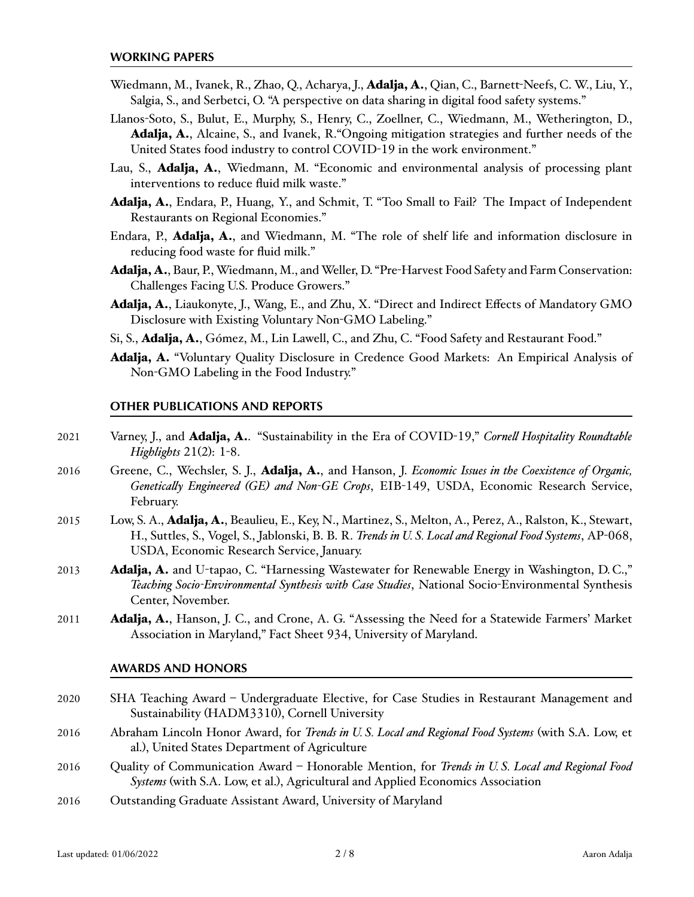## WORKING PAPERS

Wiedmann, M., Ivanek, R., Zhao, Q., Acharya, J., **Adalja, A.**, Qian, C., Barnett-Neefs, C. W., Liu, Y., Salgia, S., and Serbetci, O. "A perspective on data sharing in digital food safety systems."

Llanos-Soto, S., Bulut, E., Murphy, S., Henry, C., Zoellner, C., Wiedmann, M., Wetherington, D., **Adalja, A.**, Alcaine, S., and Ivanek, R."Ongoing mitigation strategies and further needs of the United States food industry to control COVID-19 in the work environment."

Lau, S., **Adalja, A.**, Wiedmann, M. "Economic and environmental analysis of processing plant interventions to reduce fluid milk waste."

**Adalja, A.**, Endara, P., Huang, Y., and Schmit, T. "Too Small to Fail? The Impact of Independent Restaurants on Regional Economies."

Endara, P., **Adalja, A.**, and Wiedmann, M. "The role of shelf life and information disclosure in reducing food waste for fluid milk."

**Adalja, A.**, Baur, P., Wiedmann, M., and Weller, D. "Pre-Harvest Food Safety and Farm Conservation: Challenges Facing U.S. Produce Growers."

**Adalja, A.**, Liaukonyte, J., Wang, E., and Zhu, X. "Direct and Indirect Effects of Mandatory GMO Disclosure with Existing Voluntary Non-GMO Labeling."

Si, S., **Adalja, A.**, Gómez, M., Lin Lawell, C., and Zhu, C. "Food Safety and Restaurant Food."

**Adalja, A.** "Voluntary Quality Disclosure in Credence Good Markets: An Empirical Analysis of Non-GMO Labeling in the Food Industry."

## OTHER PUBLICATIONS AND REPORTS

2021 Varney, J., and **Adalja, A.**. "Sustainability in the Era of COVID-19," *Cornell Hospitality Roundtable Highlights* 21(2): 1-8.

2016 Greene, C., Wechsler, S. J., **Adalja, A.**, and Hanson, J. *Economic Issues in the Coexistence of Organic, Genetically Engineered (GE) and Non-GE Crops*, EIB-149, USDA, Economic Research Service, February.

2015 Low, S. A., **Adalja, A.**, Beaulieu, E., Key, N., Martinez, S., Melton, A., Perez, A., Ralston, K., Stewart, H., Suttles, S., Vogel, S., Jablonski, B. B. R. *Trends in U. S. Local and Regional Food Systems*, AP-068, USDA, Economic Research Service, January.

2013 **Adalja, A.** and U-tapao, C. "Harnessing Wastewater for Renewable Energy in Washington, D. C.," *Teaching Socio-Environmental Synthesis with Case Studies*, National Socio-Environmental Synthesis Center, November.

2011 **Adalja, A.**, Hanson, J. C., and Crone, A. G. "Assessing the Need for a Statewide Farmers' Market Association in Maryland," Fact Sheet 934, University of Maryland.

## AWARDS AND HONORS

2020 SHA Teaching Award – Undergraduate Elective, for Case Studies in Restaurant Management and Sustainability (HADM3310), Cornell University

2016 Abraham Lincoln Honor Award, for *Trends in U. S. Local and Regional Food Systems* (with S.A. Low, et al.), United States Department of Agriculture

2016 Quality of Communication Award – Honorable Mention, for *Trends in U. S. Local and Regional Food Systems* (with S.A. Low, et al.), Agricultural and Applied Economics Association

2016 Outstanding Graduate Assistant Award, University of Maryland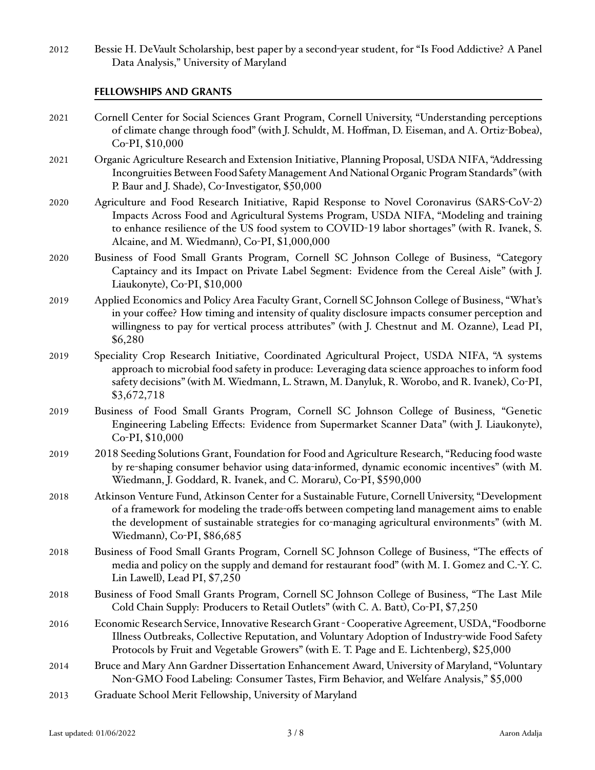2012 Bessie H. DeVault Scholarship, best paper by a second-year student, for "Is Food Addictive? A Panel Data Analysis," University of Maryland

## FELLOWSHIPS AND GRANTS

2021 Cornell Center for Social Sciences Grant Program, Cornell University, "Understanding perceptions of climate change through food" (with J. Schuldt, M. Hoffman, D. Eiseman, and A. Ortiz-Bobea), Co-PI, $10,000

2021 Organic Agriculture Research and Extension Initiative, Planning Proposal, USDA NIFA, "Addressing Incongruities Between Food Safety Management And National Organic Program Standards" (with P. Baur and J. Shade), Co-Investigator, $50,000

2020 Agriculture and Food Research Initiative, Rapid Response to Novel Coronavirus (SARS-CoV-2) Impacts Across Food and Agricultural Systems Program, USDA NIFA, "Modeling and training to enhance resilience of the US food system to COVID-19 labor shortages" (with R. Ivanek, S. Alcaine, and M. Wiedmann), Co-PI, $1,000,000

2020 Business of Food Small Grants Program, Cornell SC Johnson College of Business, "Category Captaincy and its Impact on Private Label Segment: Evidence from the Cereal Aisle" (with J. Liaukonyte), Co-PI, $10,000

2019 Applied Economics and Policy Area Faculty Grant, Cornell SC Johnson College of Business, "What's in your coffee? How timing and intensity of quality disclosure impacts consumer perception and willingness to pay for vertical process attributes" (with J. Chestnut and M. Ozanne), Lead PI, $6,280

2019 Speciality Crop Research Initiative, Coordinated Agricultural Project, USDA NIFA, "A systems approach to microbial food safety in produce: Leveraging data science approaches to inform food safety decisions" (with M. Wiedmann, L. Strawn, M. Danyluk, R. Worobo, and R. Ivanek), Co-PI, $3,672,718

2019 Business of Food Small Grants Program, Cornell SC Johnson College of Business, "Genetic Engineering Labeling Effects: Evidence from Supermarket Scanner Data" (with J. Liaukonyte), Co-PI, $10,000

2019 2018 Seeding Solutions Grant, Foundation for Food and Agriculture Research, "Reducing food waste by re-shaping consumer behavior using data-informed, dynamic economic incentives" (with M. Wiedmann, J. Goddard, R. Ivanek, and C. Moraru), Co-PI, $590,000

2018 Atkinson Venture Fund, Atkinson Center for a Sustainable Future, Cornell University, "Development of a framework for modeling the trade-offs between competing land management aims to enable the development of sustainable strategies for co-managing agricultural environments" (with M. Wiedmann), Co-PI, $86,685

2018 Business of Food Small Grants Program, Cornell SC Johnson College of Business, "The effects of media and policy on the supply and demand for restaurant food" (with M. I. Gomez and C.-Y. C. Lin Lawell), Lead PI, $7,250

2018 Business of Food Small Grants Program, Cornell SC Johnson College of Business, "The Last Mile Cold Chain Supply: Producers to Retail Outlets" (with C. A. Batt), Co-PI, $7,250

2016 Economic Research Service, Innovative Research Grant - Cooperative Agreement, USDA, "Foodborne Illness Outbreaks, Collective Reputation, and Voluntary Adoption of Industry-wide Food Safety Protocols by Fruit and Vegetable Growers" (with E. T. Page and E. Lichtenberg), $25,000

2014 Bruce and Mary Ann Gardner Dissertation Enhancement Award, University of Maryland, "Voluntary Non-GMO Food Labeling: Consumer Tastes, Firm Behavior, and Welfare Analysis," $5,000

2013 Graduate School Merit Fellowship, University of Maryland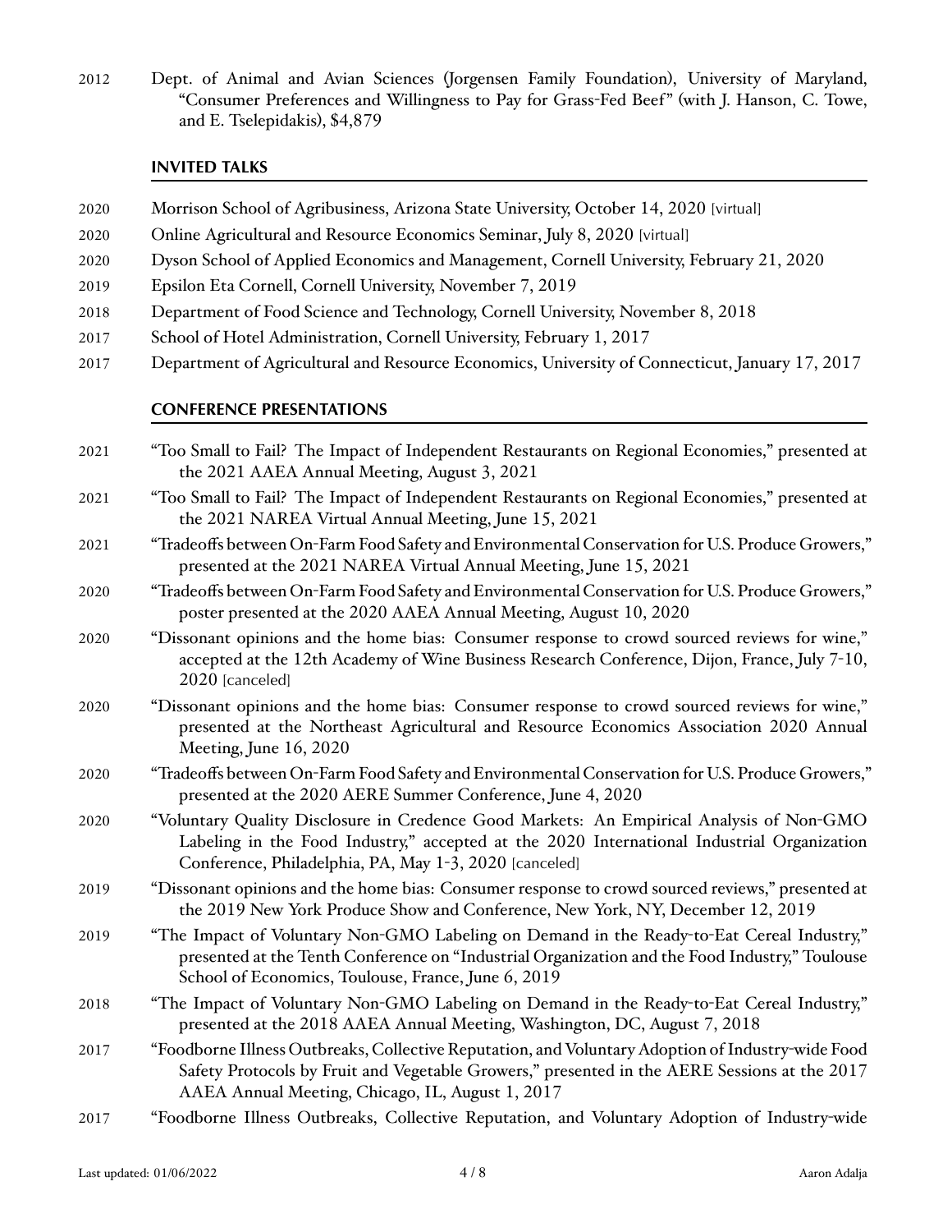2012 Dept. of Animal and Avian Sciences (Jorgensen Family Foundation), University of Maryland, "Consumer Preferences and Willingness to Pay for Grass-Fed Beef" (with J. Hanson, C. Towe, and E. Tselepidakis), $4,879

## INVITED TALKS

2020 Morrison School of Agribusiness, Arizona State University, October 14, 2020 [virtual]

2020 Online Agricultural and Resource Economics Seminar, July 8, 2020 [virtual]

2020 Dyson School of Applied Economics and Management, Cornell University, February 21, 2020

2019 Epsilon Eta Cornell, Cornell University, November 7, 2019

2018 Department of Food Science and Technology, Cornell University, November 8, 2018

2017 School of Hotel Administration, Cornell University, February 1, 2017

2017 Department of Agricultural and Resource Economics, University of Connecticut, January 17, 2017

## CONFERENCE PRESENTATIONS

2021 "Too Small to Fail? The Impact of Independent Restaurants on Regional Economies," presented at the 2021 AAEA Annual Meeting, August 3, 2021

2021 "Too Small to Fail? The Impact of Independent Restaurants on Regional Economies," presented at the 2021 NAREA Virtual Annual Meeting, June 15, 2021

2021 "Tradeoffs between On-Farm Food Safety and Environmental Conservation for U.S. Produce Growers," presented at the 2021 NAREA Virtual Annual Meeting, June 15, 2021

2020 "Tradeoffs between On-Farm Food Safety and Environmental Conservation for U.S. Produce Growers," poster presented at the 2020 AAEA Annual Meeting, August 10, 2020

2020 "Dissonant opinions and the home bias: Consumer response to crowd sourced reviews for wine," accepted at the 12th Academy of Wine Business Research Conference, Dijon, France, July 7-10, 2020 [canceled]

2020 "Dissonant opinions and the home bias: Consumer response to crowd sourced reviews for wine," presented at the Northeast Agricultural and Resource Economics Association 2020 Annual Meeting, June 16, 2020

2020 "Tradeoffs between On-Farm Food Safety and Environmental Conservation for U.S. Produce Growers," presented at the 2020 AERE Summer Conference, June 4, 2020

2020 "Voluntary Quality Disclosure in Credence Good Markets: An Empirical Analysis of Non-GMO Labeling in the Food Industry," accepted at the 2020 International Industrial Organization Conference, Philadelphia, PA, May 1-3, 2020 [canceled]

2019 "Dissonant opinions and the home bias: Consumer response to crowd sourced reviews," presented at the 2019 New York Produce Show and Conference, New York, NY, December 12, 2019

2019 "The Impact of Voluntary Non-GMO Labeling on Demand in the Ready-to-Eat Cereal Industry," presented at the Tenth Conference on "Industrial Organization and the Food Industry," Toulouse School of Economics, Toulouse, France, June 6, 2019

2018 "The Impact of Voluntary Non-GMO Labeling on Demand in the Ready-to-Eat Cereal Industry," presented at the 2018 AAEA Annual Meeting, Washington, DC, August 7, 2018

2017 "Foodborne Illness Outbreaks, Collective Reputation, and Voluntary Adoption of Industry-wide Food Safety Protocols by Fruit and Vegetable Growers," presented in the AERE Sessions at the 2017 AAEA Annual Meeting, Chicago, IL, August 1, 2017

2017 "Foodborne Illness Outbreaks, Collective Reputation, and Voluntary Adoption of Industry-wide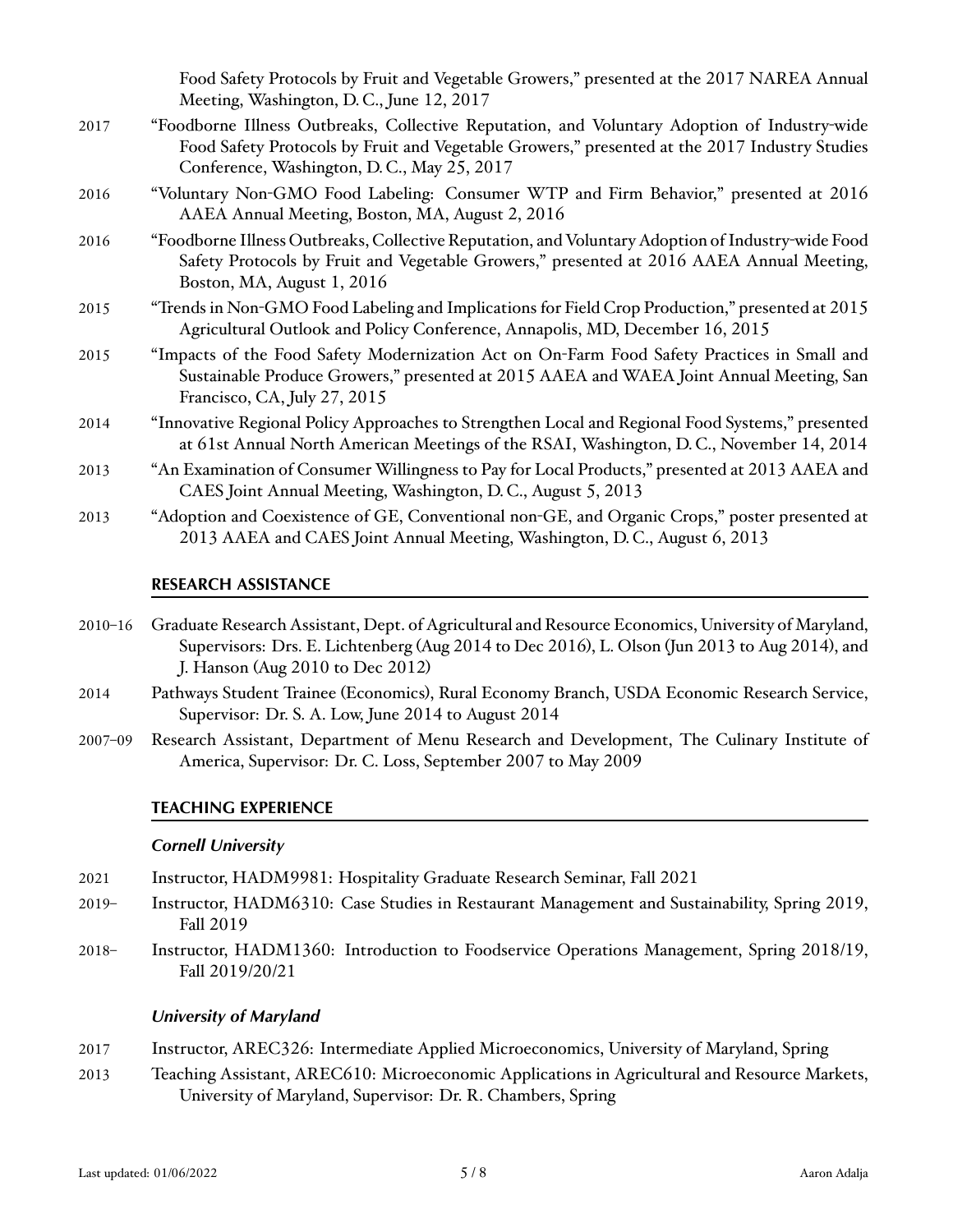Food Safety Protocols by Fruit and Vegetable Growers," presented at the 2017 NAREA Annual Meeting, Washington, D. C., June 12, 2017

2017 "Foodborne Illness Outbreaks, Collective Reputation, and Voluntary Adoption of Industry-wide Food Safety Protocols by Fruit and Vegetable Growers," presented at the 2017 Industry Studies Conference, Washington, D. C., May 25, 2017

2016 "Voluntary Non-GMO Food Labeling: Consumer WTP and Firm Behavior," presented at 2016 AAEA Annual Meeting, Boston, MA, August 2, 2016

2016 "Foodborne Illness Outbreaks, Collective Reputation, and Voluntary Adoption of Industry-wide Food Safety Protocols by Fruit and Vegetable Growers," presented at 2016 AAEA Annual Meeting, Boston, MA, August 1, 2016

2015 "Trends in Non-GMO Food Labeling and Implications for Field Crop Production," presented at 2015 Agricultural Outlook and Policy Conference, Annapolis, MD, December 16, 2015

2015 "Impacts of the Food Safety Modernization Act on On-Farm Food Safety Practices in Small and Sustainable Produce Growers," presented at 2015 AAEA and WAEA Joint Annual Meeting, San Francisco, CA, July 27, 2015

2014 "Innovative Regional Policy Approaches to Strengthen Local and Regional Food Systems," presented at 61st Annual North American Meetings of the RSAI, Washington, D. C., November 14, 2014

2013 "An Examination of Consumer Willingness to Pay for Local Products," presented at 2013 AAEA and CAES Joint Annual Meeting, Washington, D. C., August 5, 2013

2013 "Adoption and Coexistence of GE, Conventional non-GE, and Organic Crops," poster presented at 2013 AAEA and CAES Joint Annual Meeting, Washington, D. C., August 6, 2013

## RESEARCH ASSISTANCE

2010–16 Graduate Research Assistant, Dept. of Agricultural and Resource Economics, University of Maryland, Supervisors: Drs. E. Lichtenberg (Aug 2014 to Dec 2016), L. Olson (Jun 2013 to Aug 2014), and J. Hanson (Aug 2010 to Dec 2012)

2014 Pathways Student Trainee (Economics), Rural Economy Branch, USDA Economic Research Service, Supervisor: Dr. S. A. Low, June 2014 to August 2014

2007–09 Research Assistant, Department of Menu Research and Development, The Culinary Institute of America, Supervisor: Dr. C. Loss, September 2007 to May 2009

## TEACHING EXPERIENCE

### *Cornell University*

2021 Instructor, HADM9981: Hospitality Graduate Research Seminar, Fall 2021

2019– Instructor, HADM6310: Case Studies in Restaurant Management and Sustainability, Spring 2019, Fall 2019

2018– Instructor, HADM1360: Introduction to Foodservice Operations Management, Spring 2018/19, Fall 2019/20/21

### *University of Maryland*

2017 Instructor, AREC326: Intermediate Applied Microeconomics, University of Maryland, Spring

2013 Teaching Assistant, AREC610: Microeconomic Applications in Agricultural and Resource Markets, University of Maryland, Supervisor: Dr. R. Chambers, Spring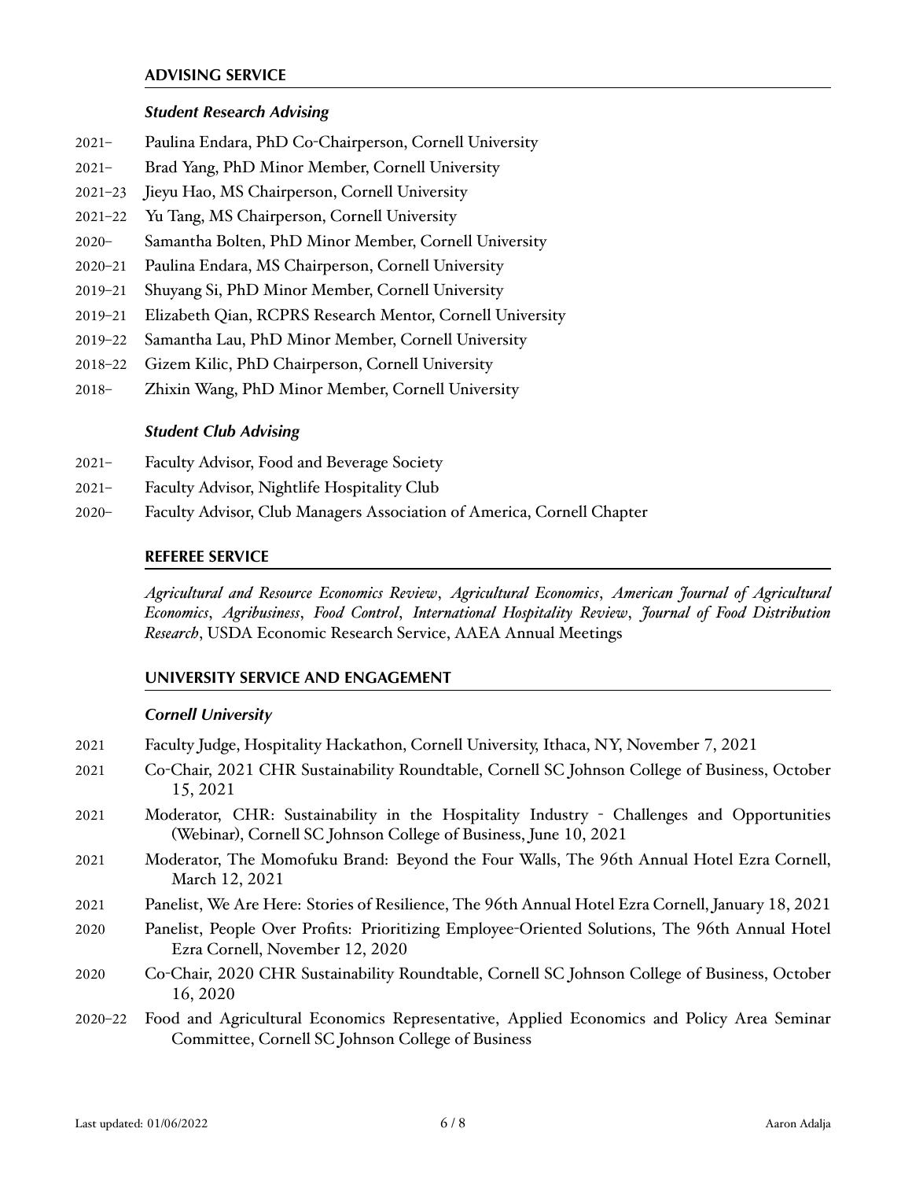## ADVISING SERVICE

### *Student Research Advising*

- 2021– Paulina Endara, PhD Co-Chairperson, Cornell University
- 2021– Brad Yang, PhD Minor Member, Cornell University
- 2021–23 Jieyu Hao, MS Chairperson, Cornell University
- 2021–22 Yu Tang, MS Chairperson, Cornell University
- 2020– Samantha Bolten, PhD Minor Member, Cornell University
- 2020–21 Paulina Endara, MS Chairperson, Cornell University
- 2019–21 Shuyang Si, PhD Minor Member, Cornell University
- 2019–21 Elizabeth Qian, RCPRS Research Mentor, Cornell University
- 2019–22 Samantha Lau, PhD Minor Member, Cornell University
- 2018–22 Gizem Kilic, PhD Chairperson, Cornell University
- 2018– Zhixin Wang, PhD Minor Member, Cornell University

### *Student Club Advising*

- 2021– Faculty Advisor, Food and Beverage Society
- 2021– Faculty Advisor, Nightlife Hospitality Club
- 2020– Faculty Advisor, Club Managers Association of America, Cornell Chapter

## REFEREE SERVICE

*Agricultural and Resource Economics Review*, *Agricultural Economics*, *American Journal of Agricultural Economics*, *Agribusiness*, *Food Control*, *International Hospitality Review*, *Journal of Food Distribution Research*, USDA Economic Research Service, AAEA Annual Meetings

## UNIVERSITY SERVICE AND ENGAGEMENT

### *Cornell University*

- 2021 Faculty Judge, Hospitality Hackathon, Cornell University, Ithaca, NY, November 7, 2021
- 2021 Co-Chair, 2021 CHR Sustainability Roundtable, Cornell SC Johnson College of Business, October 15, 2021
- 2021 Moderator, CHR: Sustainability in the Hospitality Industry - Challenges and Opportunities (Webinar), Cornell SC Johnson College of Business, June 10, 2021
- 2021 Moderator, The Momofuku Brand: Beyond the Four Walls, The 96th Annual Hotel Ezra Cornell, March 12, 2021
- 2021 Panelist, We Are Here: Stories of Resilience, The 96th Annual Hotel Ezra Cornell, January 18, 2021
- 2020 Panelist, People Over Profits: Prioritizing Employee-Oriented Solutions, The 96th Annual Hotel Ezra Cornell, November 12, 2020
- 2020 Co-Chair, 2020 CHR Sustainability Roundtable, Cornell SC Johnson College of Business, October 16, 2020
- 2020–22 Food and Agricultural Economics Representative, Applied Economics and Policy Area Seminar Committee, Cornell SC Johnson College of Business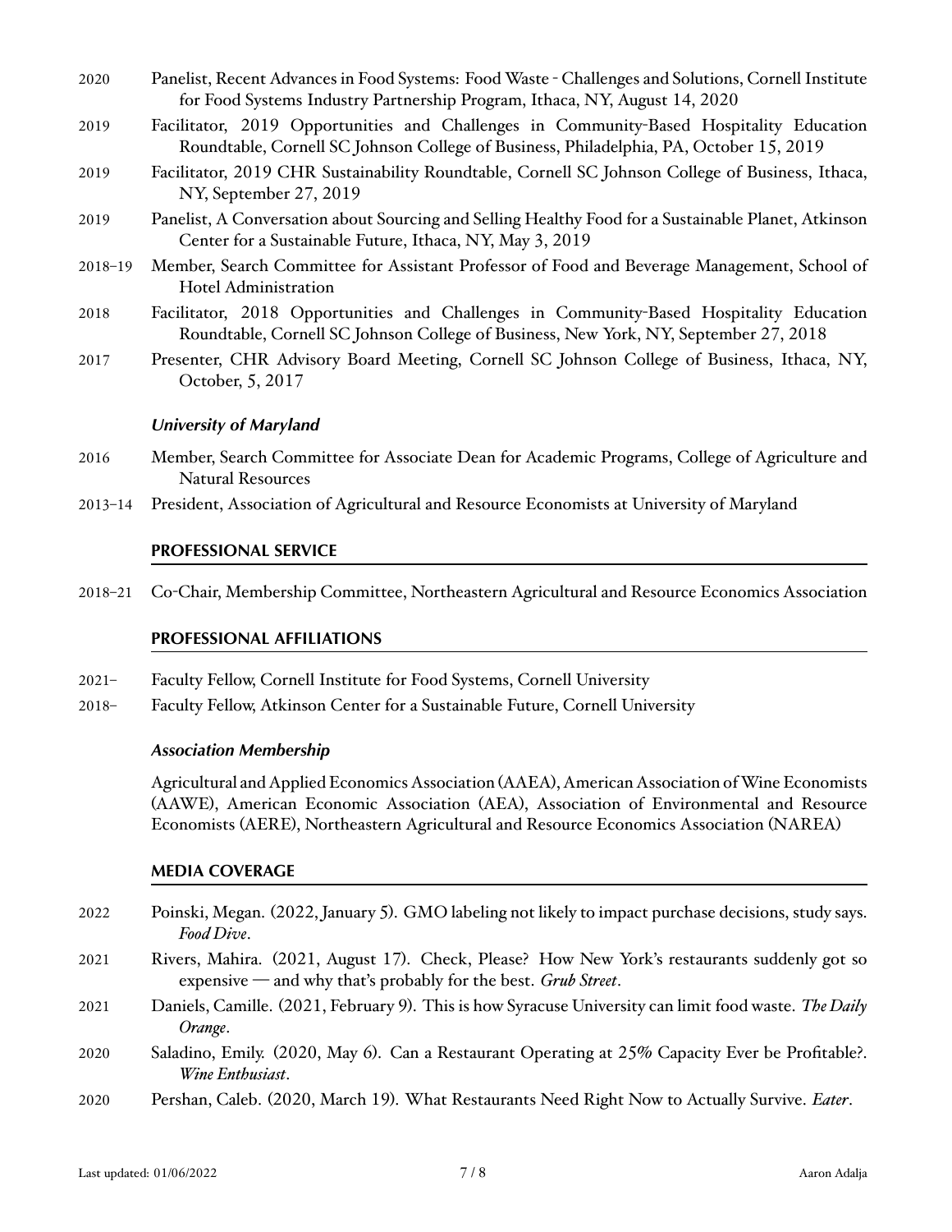2020 Panelist, Recent Advances in Food Systems: Food Waste - Challenges and Solutions, Cornell Institute for Food Systems Industry Partnership Program, Ithaca, NY, August 14, 2020

2019 Facilitator, 2019 Opportunities and Challenges in Community-Based Hospitality Education Roundtable, Cornell SC Johnson College of Business, Philadelphia, PA, October 15, 2019

2019 Facilitator, 2019 CHR Sustainability Roundtable, Cornell SC Johnson College of Business, Ithaca, NY, September 27, 2019

2019 Panelist, A Conversation about Sourcing and Selling Healthy Food for a Sustainable Planet, Atkinson Center for a Sustainable Future, Ithaca, NY, May 3, 2019

2018–19 Member, Search Committee for Assistant Professor of Food and Beverage Management, School of Hotel Administration

2018 Facilitator, 2018 Opportunities and Challenges in Community-Based Hospitality Education Roundtable, Cornell SC Johnson College of Business, New York, NY, September 27, 2018

2017 Presenter, CHR Advisory Board Meeting, Cornell SC Johnson College of Business, Ithaca, NY, October, 5, 2017

### *University of Maryland*

2016 Member, Search Committee for Associate Dean for Academic Programs, College of Agriculture and Natural Resources

2013–14 President, Association of Agricultural and Resource Economists at University of Maryland

## PROFESSIONAL SERVICE

2018–21 Co-Chair, Membership Committee, Northeastern Agricultural and Resource Economics Association

## PROFESSIONAL AFFILIATIONS

2021– Faculty Fellow, Cornell Institute for Food Systems, Cornell University

2018– Faculty Fellow, Atkinson Center for a Sustainable Future, Cornell University

### *Association Membership*

Agricultural and Applied Economics Association (AAEA), American Association of Wine Economists (AAWE), American Economic Association (AEA), Association of Environmental and Resource Economists (AERE), Northeastern Agricultural and Resource Economics Association (NAREA)

## MEDIA COVERAGE

2022 Poinski, Megan. (2022, January 5). GMO labeling not likely to impact purchase decisions, study says. *Food Dive*.

2021 Rivers, Mahira. (2021, August 17). Check, Please? How New York's restaurants suddenly got so expensive — and why that's probably for the best. *Grub Street*.

2021 Daniels, Camille. (2021, February 9). This is how Syracuse University can limit food waste. *The Daily Orange*.

2020 Saladino, Emily. (2020, May 6). Can a Restaurant Operating at 25% Capacity Ever be Profitable?. *Wine Enthusiast*.

2020 Pershan, Caleb. (2020, March 19). What Restaurants Need Right Now to Actually Survive. *Eater*.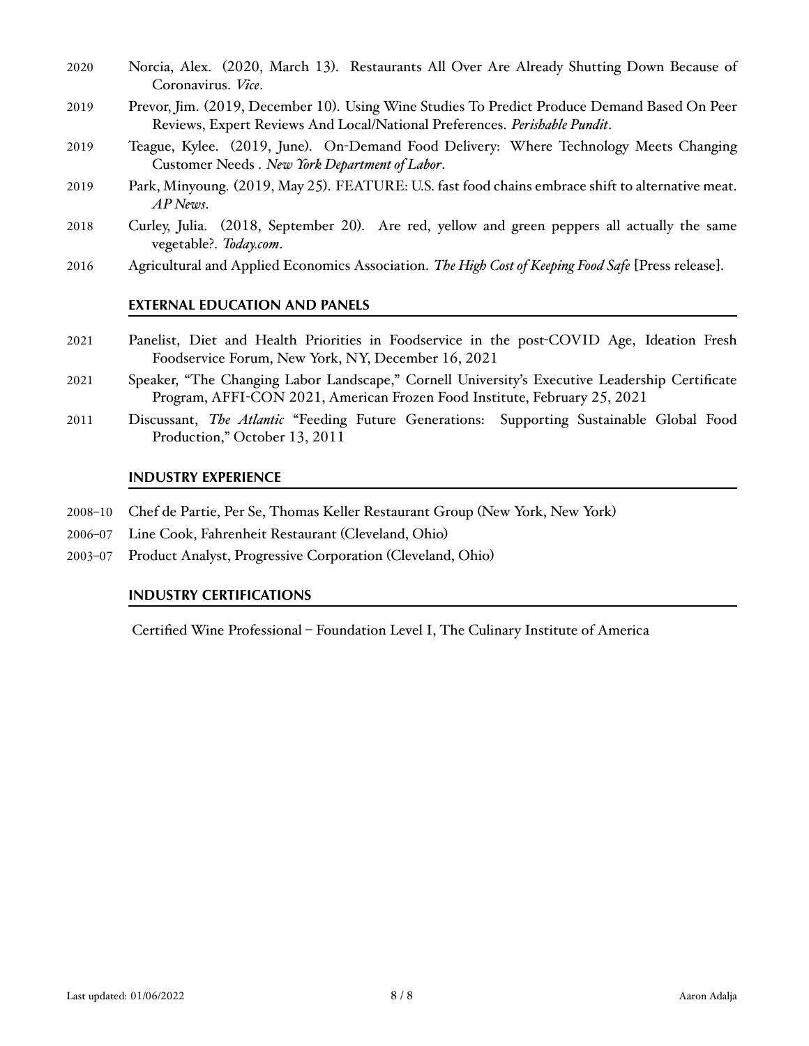2020 Norcia, Alex. (2020, March 13). Restaurants All Over Are Already Shutting Down Because of Coronavirus. *Vice*.

2019 Prevor, Jim. (2019, December 10). Using Wine Studies To Predict Produce Demand Based On Peer Reviews, Expert Reviews And Local/National Preferences. *Perishable Pundit*.

2019 Teague, Kylee. (2019, June). On-Demand Food Delivery: Where Technology Meets Changing Customer Needs . *New York Department of Labor*.

2019 Park, Minyoung. (2019, May 25). FEATURE: U.S. fast food chains embrace shift to alternative meat. *AP News*.

2018 Curley, Julia. (2018, September 20). Are red, yellow and green peppers all actually the same vegetable?. *Today.com*.

2016 Agricultural and Applied Economics Association. *The High Cost of Keeping Food Safe* [Press release].

## EXTERNAL EDUCATION AND PANELS

2021 Panelist, Diet and Health Priorities in Foodservice in the post-COVID Age, Ideation Fresh Foodservice Forum, New York, NY, December 16, 2021

2021 Speaker, "The Changing Labor Landscape," Cornell University's Executive Leadership Certificate Program, AFFI-CON 2021, American Frozen Food Institute, February 25, 2021

2011 Discussant, *The Atlantic* "Feeding Future Generations: Supporting Sustainable Global Food Production," October 13, 2011

## INDUSTRY EXPERIENCE

2008–10 Chef de Partie, Per Se, Thomas Keller Restaurant Group (New York, New York)

2006–07 Line Cook, Fahrenheit Restaurant (Cleveland, Ohio)

2003–07 Product Analyst, Progressive Corporation (Cleveland, Ohio)

## INDUSTRY CERTIFICATIONS

Certified Wine Professional – Foundation Level I, The Culinary Institute of America